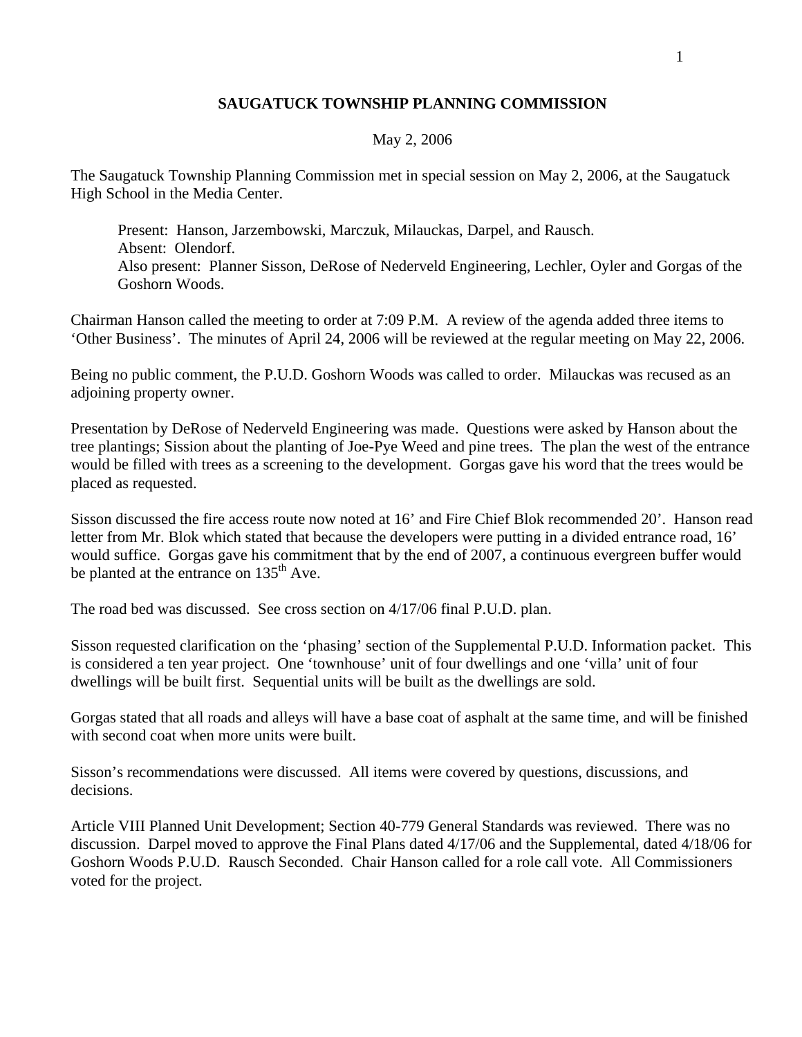# SAUGATUCK TOWNSHIP PLANNING COMMISSION

May 2, 2006

The Saugatuck Township Planning Commission met in special session on May 2, 2006, at the Saugatuck High School in the Media Center.

> Present: Hanson, Jarzembowski, Marczuk, Milauckas, Darpel, and Rausch.
> Absent: Olendorf.
> Also present: Planner Sisson, DeRose of Nederveld Engineering, Lechler, Oyler and Gorgas of the Goshorn Woods.

Chairman Hanson called the meeting to order at 7:09 P.M. A review of the agenda added three items to 'Other Business'. The minutes of April 24, 2006 will be reviewed at the regular meeting on May 22, 2006.

Being no public comment, the P.U.D. Goshorn Woods was called to order. Milauckas was recused as an adjoining property owner.

Presentation by DeRose of Nederveld Engineering was made. Questions were asked by Hanson about the tree plantings; Sission about the planting of Joe-Pye Weed and pine trees. The plan the west of the entrance would be filled with trees as a screening to the development. Gorgas gave his word that the trees would be placed as requested.

Sisson discussed the fire access route now noted at 16' and Fire Chief Blok recommended 20'. Hanson read letter from Mr. Blok which stated that because the developers were putting in a divided entrance road, 16' would suffice. Gorgas gave his commitment that by the end of 2007, a continuous evergreen buffer would be planted at the entrance on 135th Ave.

The road bed was discussed. See cross section on 4/17/06 final P.U.D. plan.

Sisson requested clarification on the 'phasing' section of the Supplemental P.U.D. Information packet. This is considered a ten year project. One 'townhouse' unit of four dwellings and one 'villa' unit of four dwellings will be built first. Sequential units will be built as the dwellings are sold.

Gorgas stated that all roads and alleys will have a base coat of asphalt at the same time, and will be finished with second coat when more units were built.

Sisson's recommendations were discussed. All items were covered by questions, discussions, and decisions.

Article VIII Planned Unit Development; Section 40-779 General Standards was reviewed. There was no discussion. Darpel moved to approve the Final Plans dated 4/17/06 and the Supplemental, dated 4/18/06 for Goshorn Woods P.U.D. Rausch Seconded. Chair Hanson called for a role call vote. All Commissioners voted for the project.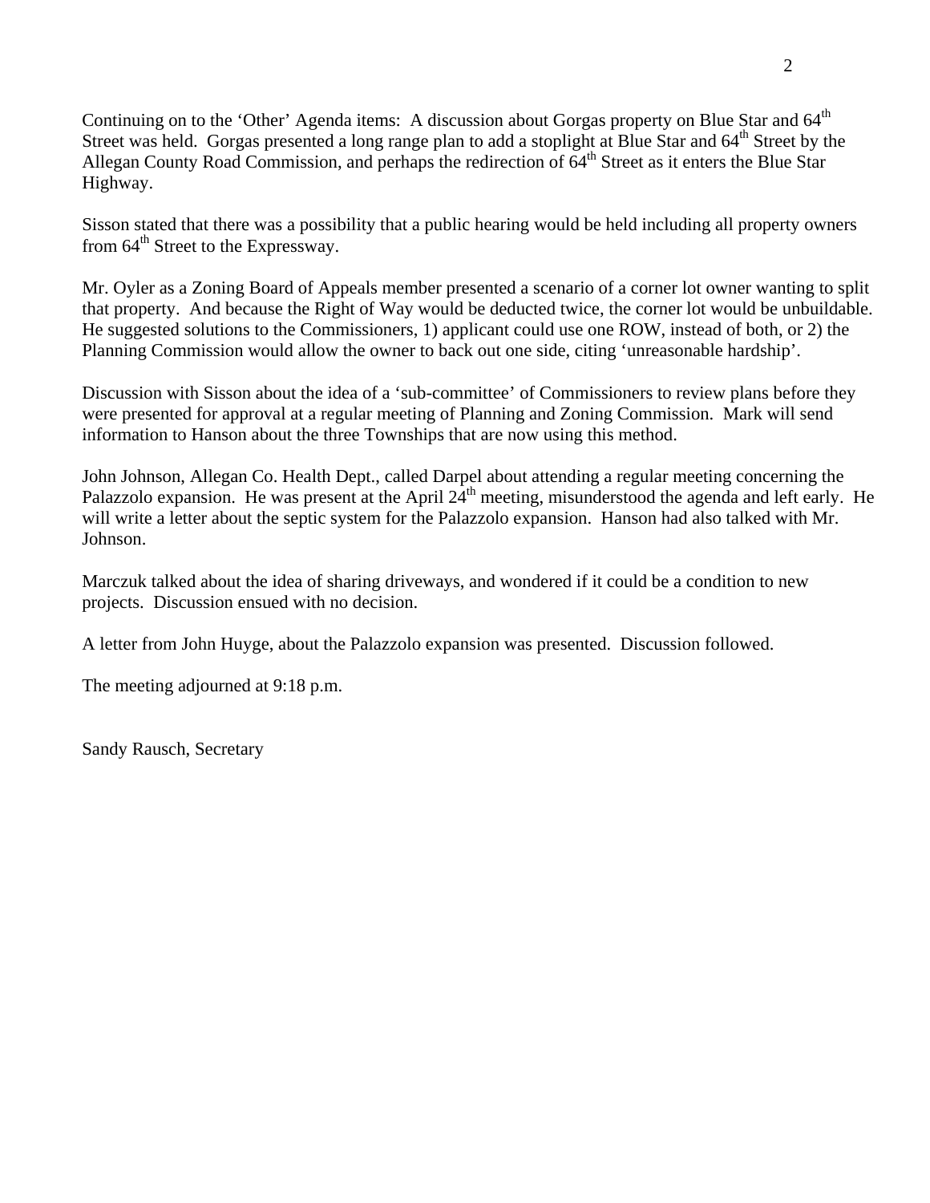Continuing on to the 'Other' Agenda items: A discussion about Gorgas property on Blue Star and 64th Street was held. Gorgas presented a long range plan to add a stoplight at Blue Star and 64th Street by the Allegan County Road Commission, and perhaps the redirection of 64th Street as it enters the Blue Star Highway.

Sisson stated that there was a possibility that a public hearing would be held including all property owners from 64th Street to the Expressway.

Mr. Oyler as a Zoning Board of Appeals member presented a scenario of a corner lot owner wanting to split that property. And because the Right of Way would be deducted twice, the corner lot would be unbuildable. He suggested solutions to the Commissioners, 1) applicant could use one ROW, instead of both, or 2) the Planning Commission would allow the owner to back out one side, citing 'unreasonable hardship'.

Discussion with Sisson about the idea of a 'sub-committee' of Commissioners to review plans before they were presented for approval at a regular meeting of Planning and Zoning Commission. Mark will send information to Hanson about the three Townships that are now using this method.

John Johnson, Allegan Co. Health Dept., called Darpel about attending a regular meeting concerning the Palazzolo expansion. He was present at the April 24th meeting, misunderstood the agenda and left early. He will write a letter about the septic system for the Palazzolo expansion. Hanson had also talked with Mr. Johnson.

Marczuk talked about the idea of sharing driveways, and wondered if it could be a condition to new projects. Discussion ensued with no decision.

A letter from John Huyge, about the Palazzolo expansion was presented. Discussion followed.

The meeting adjourned at 9:18 p.m.

Sandy Rausch, Secretary